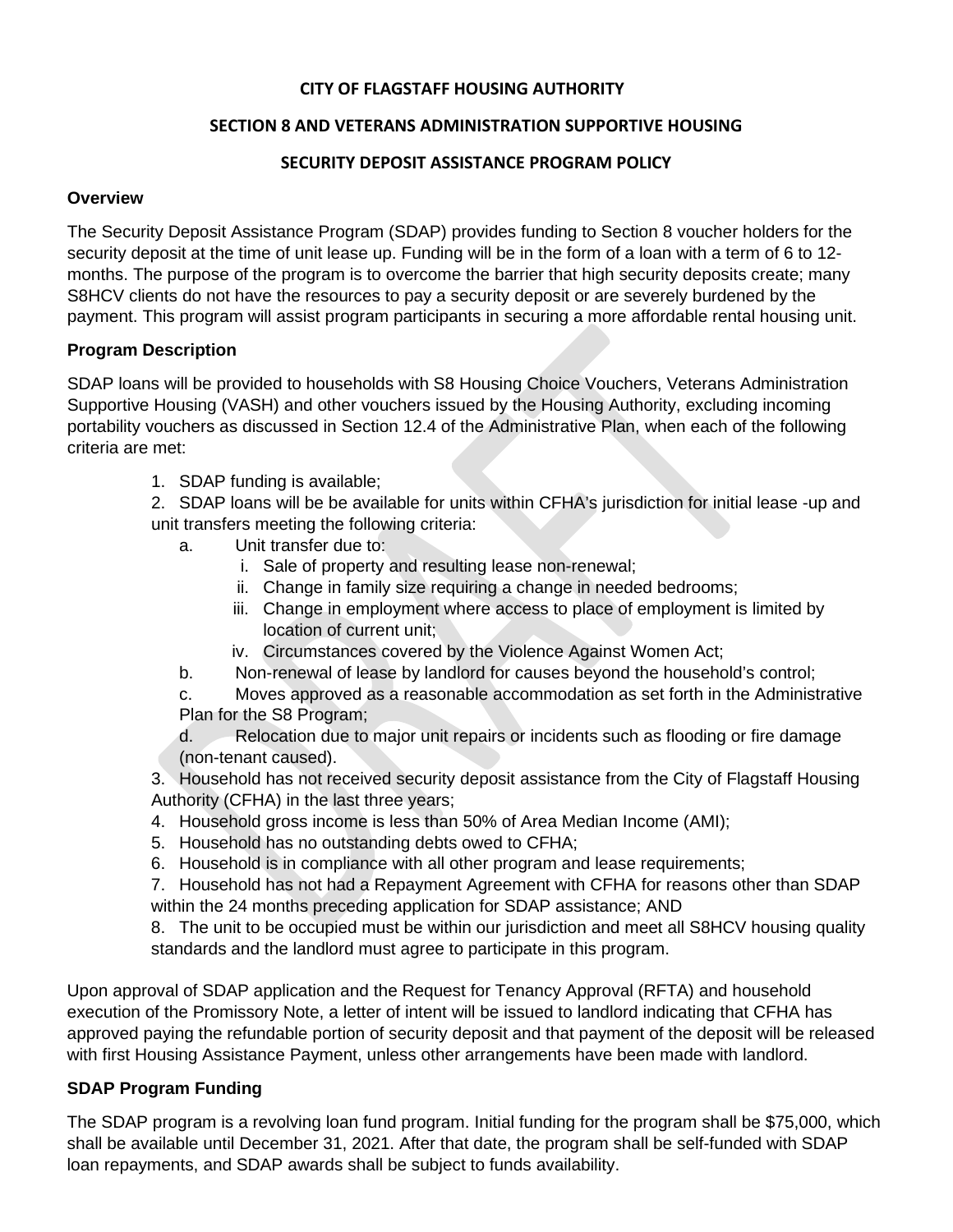# CITY OF FLAGSTAFF HOUSING AUTHORITY

## SECTION 8 AND VETERANS ADMINISTRATION SUPPORTIVE HOUSING

## SECURITY DEPOSIT ASSISTANCE PROGRAM POLICY

### Overview

The Security Deposit Assistance Program (SDAP) provides funding to Section 8 voucher holders for the security deposit at the time of unit lease up. Funding will be in the form of a loan with a term of 6 to 12-months. The purpose of the program is to overcome the barrier that high security deposits create; many S8HCV clients do not have the resources to pay a security deposit or are severely burdened by the payment. This program will assist program participants in securing a more affordable rental housing unit.

### Program Description

SDAP loans will be provided to households with S8 Housing Choice Vouchers, Veterans Administration Supportive Housing (VASH) and other vouchers issued by the Housing Authority, excluding incoming portability vouchers as discussed in Section 12.4 of the Administrative Plan, when each of the following criteria are met:

1. SDAP funding is available;
2. SDAP loans will be be available for units within CFHA's jurisdiction for initial lease -up and unit transfers meeting the following criteria:
   a. Unit transfer due to:
      i. Sale of property and resulting lease non-renewal;
      ii. Change in family size requiring a change in needed bedrooms;
      iii. Change in employment where access to place of employment is limited by location of current unit;
      iv. Circumstances covered by the Violence Against Women Act;
   b. Non-renewal of lease by landlord for causes beyond the household's control;
   c. Moves approved as a reasonable accommodation as set forth in the Administrative Plan for the S8 Program;
   d. Relocation due to major unit repairs or incidents such as flooding or fire damage (non-tenant caused).
3. Household has not received security deposit assistance from the City of Flagstaff Housing Authority (CFHA) in the last three years;
4. Household gross income is less than 50% of Area Median Income (AMI);
5. Household has no outstanding debts owed to CFHA;
6. Household is in compliance with all other program and lease requirements;
7. Household has not had a Repayment Agreement with CFHA for reasons other than SDAP within the 24 months preceding application for SDAP assistance; AND
8. The unit to be occupied must be within our jurisdiction and meet all S8HCV housing quality standards and the landlord must agree to participate in this program.

Upon approval of SDAP application and the Request for Tenancy Approval (RFTA) and household execution of the Promissory Note, a letter of intent will be issued to landlord indicating that CFHA has approved paying the refundable portion of security deposit and that payment of the deposit will be released with first Housing Assistance Payment, unless other arrangements have been made with landlord.

### SDAP Program Funding

The SDAP program is a revolving loan fund program. Initial funding for the program shall be $75,000, which shall be available until December 31, 2021. After that date, the program shall be self-funded with SDAP loan repayments, and SDAP awards shall be subject to funds availability.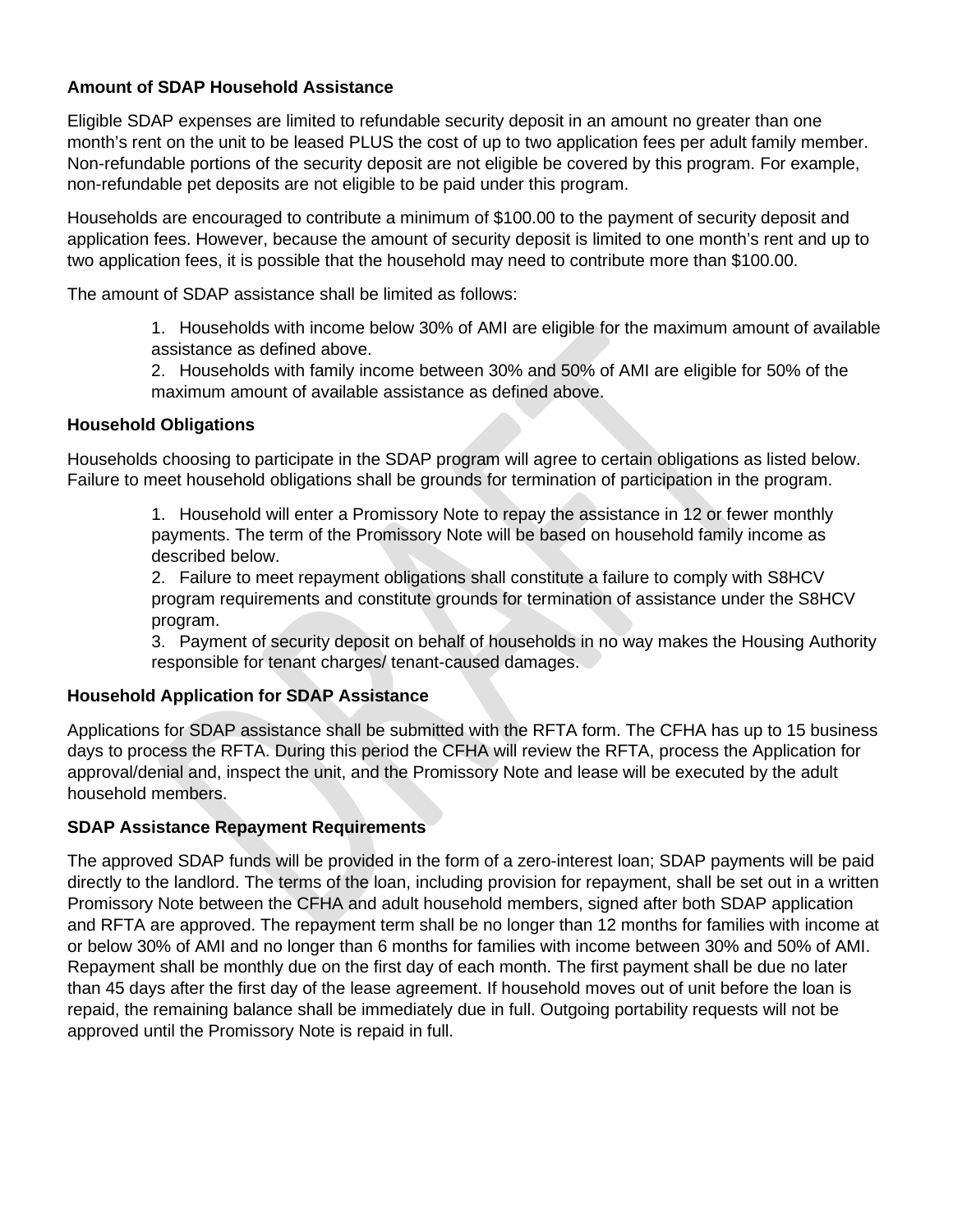**Amount of SDAP Household Assistance**

Eligible SDAP expenses are limited to refundable security deposit in an amount no greater than one month's rent on the unit to be leased PLUS the cost of up to two application fees per adult family member. Non-refundable portions of the security deposit are not eligible be covered by this program. For example, non-refundable pet deposits are not eligible to be paid under this program.

Households are encouraged to contribute a minimum of $100.00 to the payment of security deposit and application fees. However, because the amount of security deposit is limited to one month's rent and up to two application fees, it is possible that the household may need to contribute more than $100.00.

The amount of SDAP assistance shall be limited as follows:

1. Households with income below 30% of AMI are eligible for the maximum amount of available assistance as defined above.
2. Households with family income between 30% and 50% of AMI are eligible for 50% of the maximum amount of available assistance as defined above.

**Household Obligations**

Households choosing to participate in the SDAP program will agree to certain obligations as listed below. Failure to meet household obligations shall be grounds for termination of participation in the program.

1. Household will enter a Promissory Note to repay the assistance in 12 or fewer monthly payments. The term of the Promissory Note will be based on household family income as described below.
2. Failure to meet repayment obligations shall constitute a failure to comply with S8HCV program requirements and constitute grounds for termination of assistance under the S8HCV program.
3. Payment of security deposit on behalf of households in no way makes the Housing Authority responsible for tenant charges/ tenant-caused damages.

**Household Application for SDAP Assistance**

Applications for SDAP assistance shall be submitted with the RFTA form. The CFHA has up to 15 business days to process the RFTA. During this period the CFHA will review the RFTA, process the Application for approval/denial and, inspect the unit, and the Promissory Note and lease will be executed by the adult household members.

**SDAP Assistance Repayment Requirements**

The approved SDAP funds will be provided in the form of a zero-interest loan; SDAP payments will be paid directly to the landlord. The terms of the loan, including provision for repayment, shall be set out in a written Promissory Note between the CFHA and adult household members, signed after both SDAP application and RFTA are approved. The repayment term shall be no longer than 12 months for families with income at or below 30% of AMI and no longer than 6 months for families with income between 30% and 50% of AMI. Repayment shall be monthly due on the first day of each month. The first payment shall be due no later than 45 days after the first day of the lease agreement. If household moves out of unit before the loan is repaid, the remaining balance shall be immediately due in full. Outgoing portability requests will not be approved until the Promissory Note is repaid in full.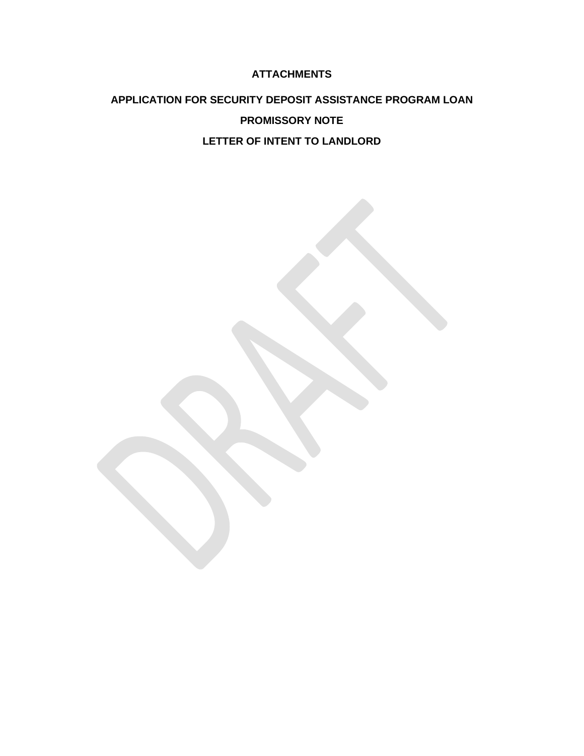**ATTACHMENTS**

**APPLICATION FOR SECURITY DEPOSIT ASSISTANCE PROGRAM LOAN**

**PROMISSORY NOTE**

**LETTER OF INTENT TO LANDLORD**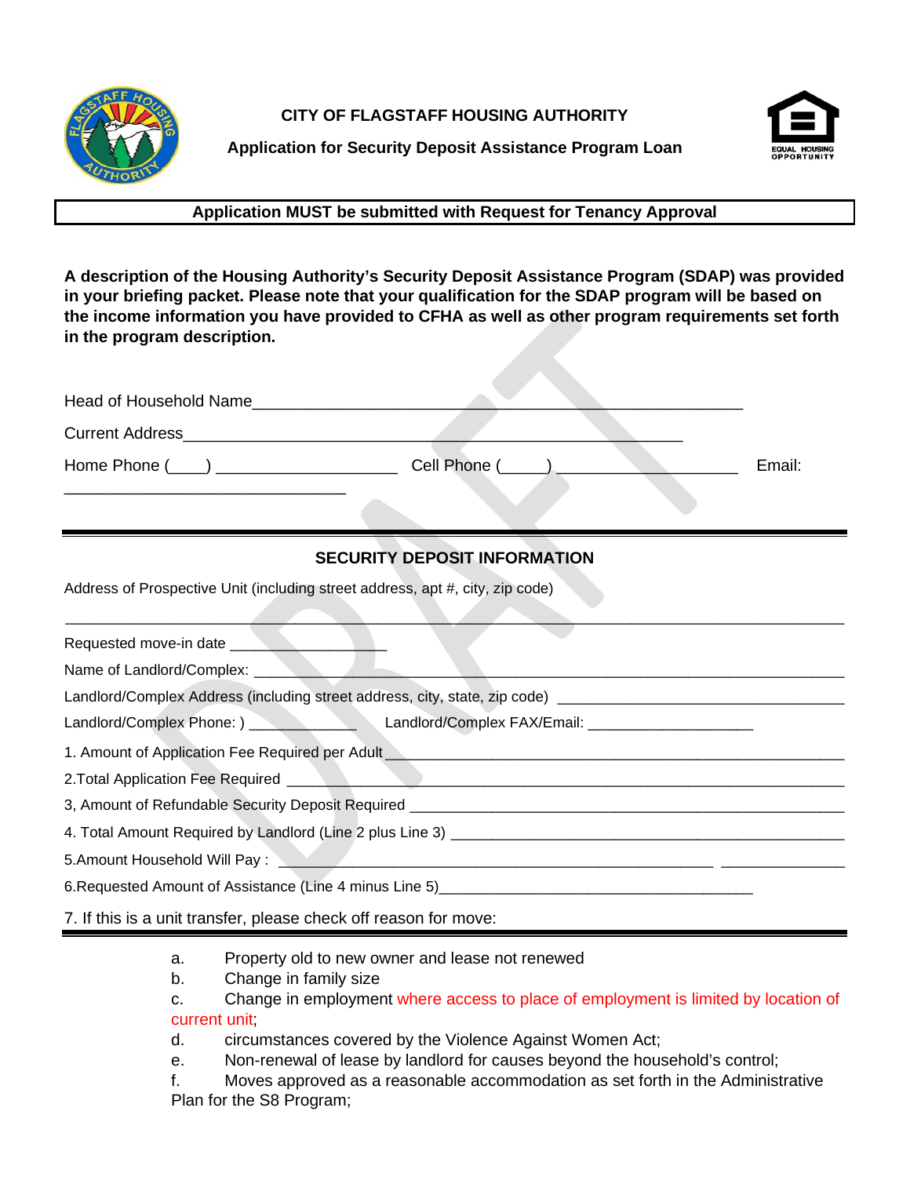**CITY OF FLAGSTAFF HOUSING AUTHORITY**

**Application for Security Deposit Assistance Program Loan**

**Application MUST be submitted with Request for Tenancy Approval**

**A description of the Housing Authority's Security Deposit Assistance Program (SDAP) was provided in your briefing packet. Please note that your qualification for the SDAP program will be based on the income information you have provided to CFHA as well as other program requirements set forth in the program description.**

Head of Household Name_____________________________________________________

Current Address_____________________________________________________

Home Phone (____) ____________________ Cell Phone (_____) ____________________ Email: ______________________________

## SECURITY DEPOSIT INFORMATION

Address of Prospective Unit (including street address, apt #, city, zip code)

_____________________________________________________________________________

Requested move-in date _________________

Name of Landlord/Complex: _____________________________________________________

Landlord/Complex Address (including street address, city, state, zip code) ______________________________

Landlord/Complex Phone: ) ____________ Landlord/Complex FAX/Email: ____________________

1. Amount of Application Fee Required per Adult_____________________________________________

2.Total Application Fee Required _____________________________________________

3, Amount of Refundable Security Deposit Required _____________________________________________

4. Total Amount Required by Landlord (Line 2 plus Line 3) _____________________________________________

5.Amount Household Will Pay : _____________________________________________ ______________

6.Requested Amount of Assistance (Line 4 minus Line 5)____________________________________

7. If this is a unit transfer, please check off reason for move:

a. Property old to new owner and lease not renewed
b. Change in family size
c. Change in employment where access to place of employment is limited by location of current unit;
d. circumstances covered by the Violence Against Women Act;
e. Non-renewal of lease by landlord for causes beyond the household's control;
f. Moves approved as a reasonable accommodation as set forth in the Administrative Plan for the S8 Program;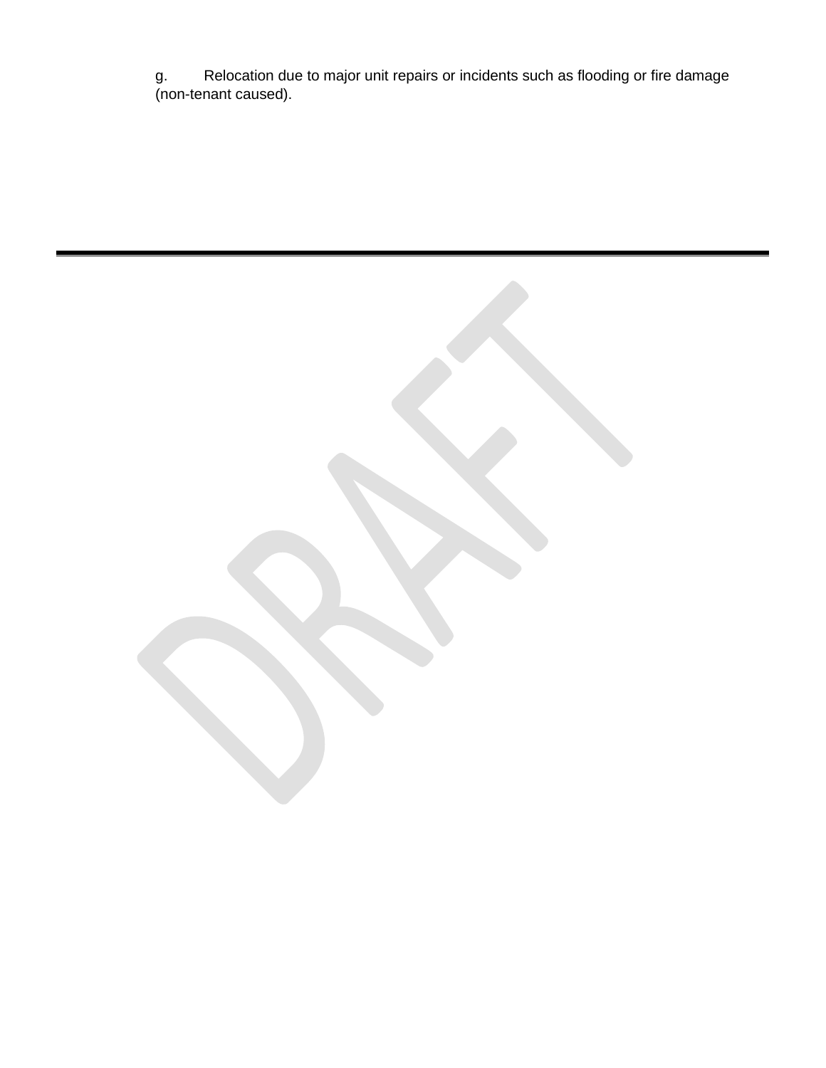g. Relocation due to major unit repairs or incidents such as flooding or fire damage (non-tenant caused).

---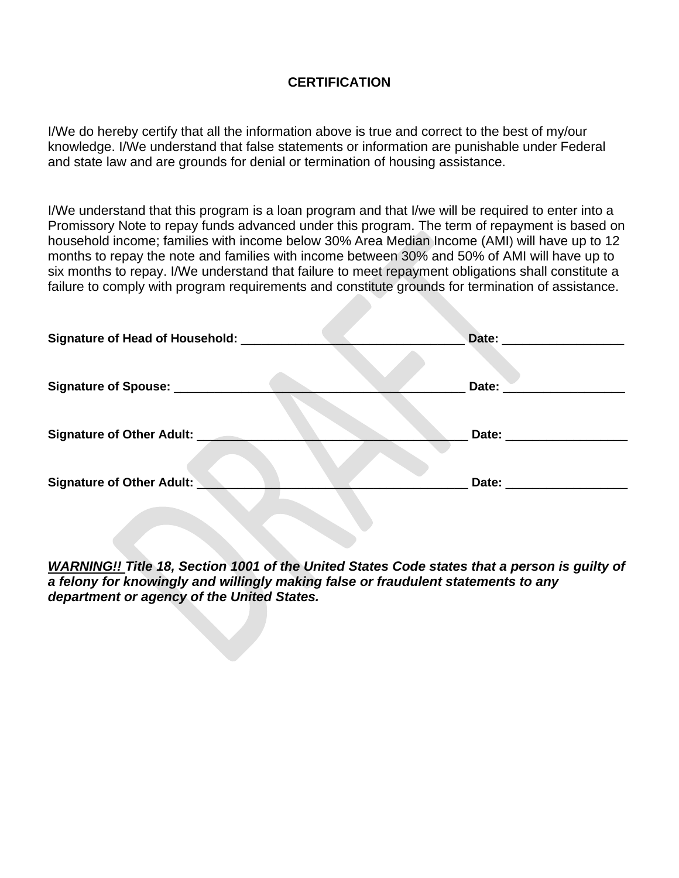## CERTIFICATION

I/We do hereby certify that all the information above is true and correct to the best of my/our knowledge. I/We understand that false statements or information are punishable under Federal and state law and are grounds for denial or termination of housing assistance.

I/We understand that this program is a loan program and that I/we will be required to enter into a Promissory Note to repay funds advanced under this program. The term of repayment is based on household income; families with income below 30% Area Median Income (AMI) will have up to 12 months to repay the note and families with income between 30% and 50% of AMI will have up to six months to repay. I/We understand that failure to meet repayment obligations shall constitute a failure to comply with program requirements and constitute grounds for termination of assistance.

**Signature of Head of Household:** __________________________________ **Date:** __________________

**Signature of Spouse:** ____________________________________________ **Date:** __________________

**Signature of Other Adult:** ________________________________________ **Date:** __________________

**Signature of Other Adult:** ________________________________________ **Date:** __________________

***WARNING!!*** ***Title 18, Section 1001 of the United States Code states that a person is guilty of a felony for knowingly and willingly making false or fraudulent statements to any department or agency of the United States.***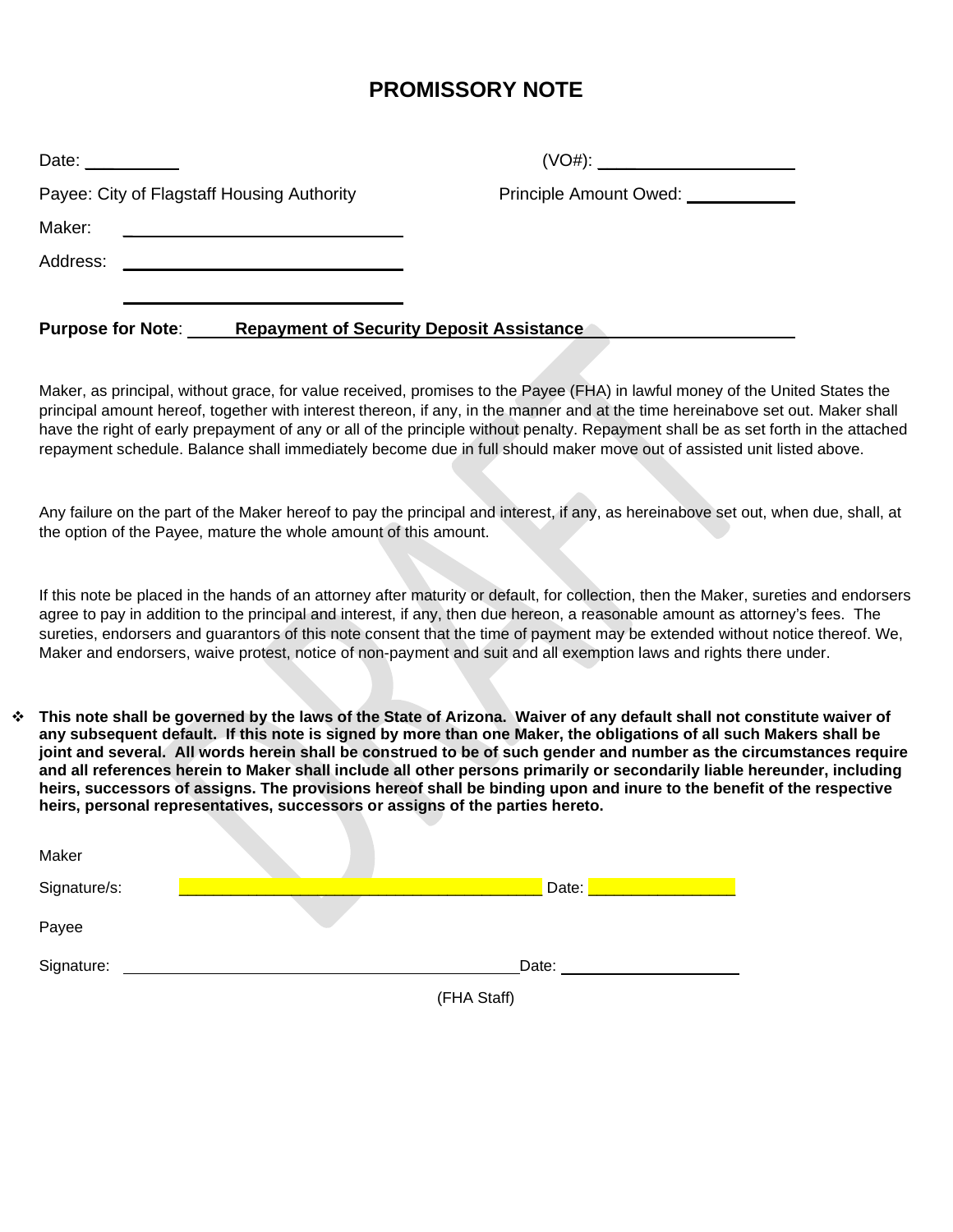# PROMISSORY NOTE

Date: __________ (VO#): ____________________

Payee: City of Flagstaff Housing Authority Principle Amount Owed: ____________

Maker: ______________________________

Address: ______________________________

______________________________

**Purpose for Note**: **Repayment of Security Deposit Assistance**

Maker, as principal, without grace, for value received, promises to the Payee (FHA) in lawful money of the United States the principal amount hereof, together with interest thereon, if any, in the manner and at the time hereinabove set out. Maker shall have the right of early prepayment of any or all of the principle without penalty. Repayment shall be as set forth in the attached repayment schedule. Balance shall immediately become due in full should maker move out of assisted unit listed above.

Any failure on the part of the Maker hereof to pay the principal and interest, if any, as hereinabove set out, when due, shall, at the option of the Payee, mature the whole amount of this amount.

If this note be placed in the hands of an attorney after maturity or default, for collection, then the Maker, sureties and endorsers agree to pay in addition to the principal and interest, if any, then due hereon, a reasonable amount as attorney's fees. The sureties, endorsers and guarantors of this note consent that the time of payment may be extended without notice thereof. We, Maker and endorsers, waive protest, notice of non-payment and suit and all exemption laws and rights there under.

- **This note shall be governed by the laws of the State of Arizona. Waiver of any default shall not constitute waiver of any subsequent default. If this note is signed by more than one Maker, the obligations of all such Makers shall be joint and several. All words herein shall be construed to be of such gender and number as the circumstances require and all references herein to Maker shall include all other persons primarily or secondarily liable hereunder, including heirs, successors of assigns. The provisions hereof shall be binding upon and inure to the benefit of the respective heirs, personal representatives, successors or assigns of the parties hereto.**

Maker

Signature/s: ________________________________________ Date: ________________

Payee

Signature: ________________________________________ Date: ____________________

(FHA Staff)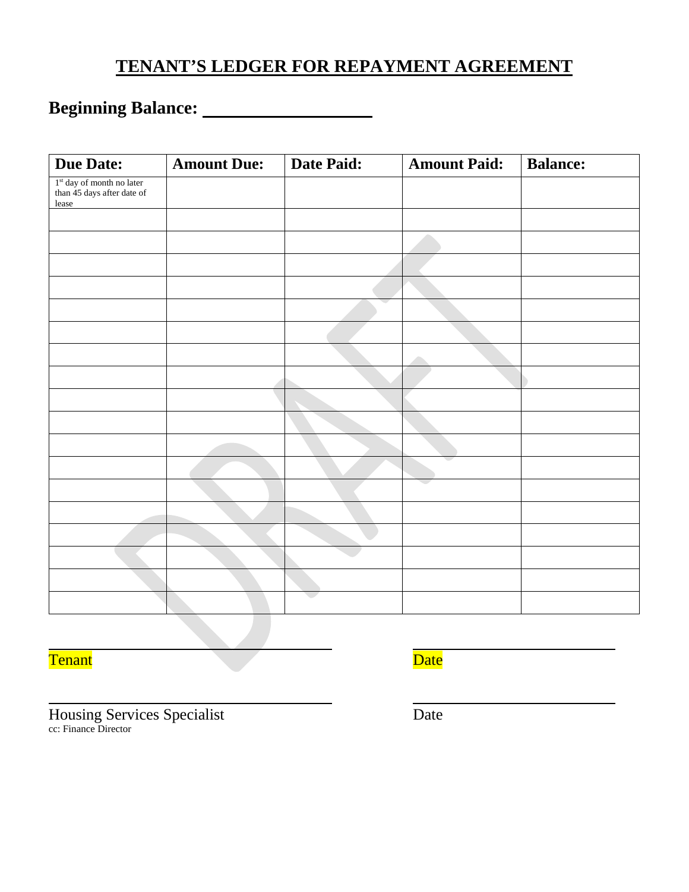# TENANT'S LEDGER FOR REPAYMENT AGREEMENT

**Beginning Balance:** ____________________

| Due Date: | Amount Due: | Date Paid: | Amount Paid: | Balance: |
|---|---|---|---|---|
| 1st day of month no later than 45 days after date of lease | | | | |
| | | | | |
| | | | | |
| | | | | |
| | | | | |
| | | | | |
| | | | | |
| | | | | |
| | | | | |
| | | | | |
| | | | | |
| | | | | |
| | | | | |
| | | | | |
| | | | | |
| | | | | |
| | | | | |
| | | | | |
| | | | | |
| | | | | |

______________________________ ______________________
Tenant Date

______________________________ ______________________
Housing Services Specialist Date

cc: Finance Director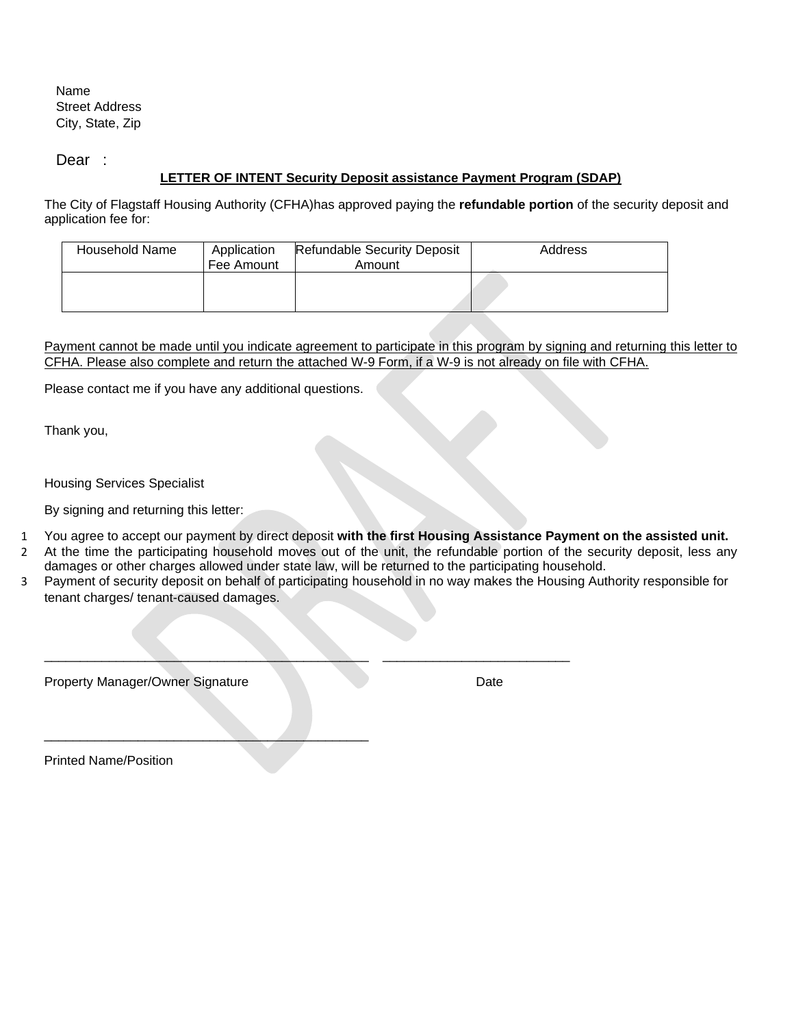Name
Street Address
City, State, Zip

Dear :

**LETTER OF INTENT Security Deposit assistance Payment Program (SDAP)**

The City of Flagstaff Housing Authority (CFHA)has approved paying the **refundable portion** of the security deposit and application fee for:

| Household Name | Application Fee Amount | Refundable Security Deposit Amount | Address |
|---|---|---|---|
| | | | |

Payment cannot be made until you indicate agreement to participate in this program by signing and returning this letter to CFHA. Please also complete and return the attached W-9 Form, if a W-9 is not already on file with CFHA.

Please contact me if you have any additional questions.

Thank you,

Housing Services Specialist

By signing and returning this letter:

1. You agree to accept our payment by direct deposit **with the first Housing Assistance Payment on the assisted unit.**
2. At the time the participating household moves out of the unit, the refundable portion of the security deposit, less any damages or other charges allowed under state law, will be returned to the participating household.
3. Payment of security deposit on behalf of participating household in no way makes the Housing Authority responsible for tenant charges/ tenant-caused damages.

\_\_\_\_\_\_\_\_\_\_\_\_\_\_\_\_\_\_\_\_\_\_\_\_\_\_\_\_\_\_\_\_\_\_\_\_\_\_\_\_\_\_\_\_ \_\_\_\_\_\_\_\_\_\_\_\_\_\_\_\_\_\_\_\_\_\_\_\_\_\_

Property Manager/Owner Signature Date

\_\_\_\_\_\_\_\_\_\_\_\_\_\_\_\_\_\_\_\_\_\_\_\_\_\_\_\_\_\_\_\_\_\_\_\_\_\_\_\_\_\_\_\_

Printed Name/Position